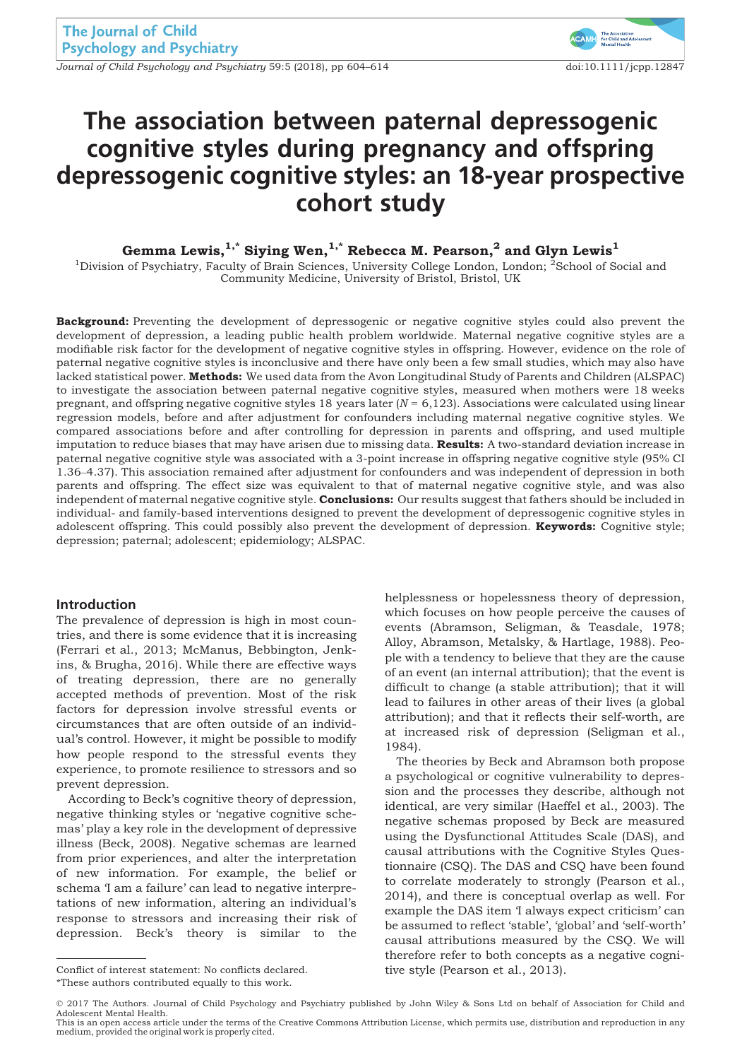# The association between paternal depressogenic cognitive styles during pregnancy and offspring depressogenic cognitive styles: an 18-year prospective cohort study

**Gemma Lewis,[1,*] Siying Wen,[1,*] Rebecca M. Pearson,[2] and Glyn Lewis[1]**

[1]Division of Psychiatry, Faculty of Brain Sciences, University College London, London; [2]School of Social and Community Medicine, University of Bristol, Bristol, UK

**Background:** Preventing the development of depressogenic or negative cognitive styles could also prevent the development of depression, a leading public health problem worldwide. Maternal negative cognitive styles are a modifiable risk factor for the development of negative cognitive styles in offspring. However, evidence on the role of paternal negative cognitive styles is inconclusive and there have only been a few small studies, which may also have lacked statistical power. **Methods:** We used data from the Avon Longitudinal Study of Parents and Children (ALSPAC) to investigate the association between paternal negative cognitive styles, measured when mothers were 18 weeks pregnant, and offspring negative cognitive styles 18 years later ($N$ = 6,123). Associations were calculated using linear regression models, before and after adjustment for confounders including maternal negative cognitive styles. We compared associations before and after controlling for depression in parents and offspring, and used multiple imputation to reduce biases that may have arisen due to missing data. **Results:** A two-standard deviation increase in paternal negative cognitive style was associated with a 3-point increase in offspring negative cognitive style (95% CI 1.36–4.37). This association remained after adjustment for confounders and was independent of depression in both parents and offspring. The effect size was equivalent to that of maternal negative cognitive style, and was also independent of maternal negative cognitive style. **Conclusions:** Our results suggest that fathers should be included in individual- and family-based interventions designed to prevent the development of depressogenic cognitive styles in adolescent offspring. This could possibly also prevent the development of depression. **Keywords:** Cognitive style; depression; paternal; adolescent; epidemiology; ALSPAC.

## Introduction

The prevalence of depression is high in most countries, and there is some evidence that it is increasing (Ferrari et al., 2013; McManus, Bebbington, Jenkins, & Brugha, 2016). While there are effective ways of treating depression, there are no generally accepted methods of prevention. Most of the risk factors for depression involve stressful events or circumstances that are often outside of an individual's control. However, it might be possible to modify how people respond to the stressful events they experience, to promote resilience to stressors and so prevent depression.

According to Beck's cognitive theory of depression, negative thinking styles or 'negative cognitive schemas' play a key role in the development of depressive illness (Beck, 2008). Negative schemas are learned from prior experiences, and alter the interpretation of new information. For example, the belief or schema 'I am a failure' can lead to negative interpretations of new information, altering an individual's response to stressors and increasing their risk of depression. Beck's theory is similar to the helplessness or hopelessness theory of depression, which focuses on how people perceive the causes of events (Abramson, Seligman, & Teasdale, 1978; Alloy, Abramson, Metalsky, & Hartlage, 1988). People with a tendency to believe that they are the cause of an event (an internal attribution); that the event is difficult to change (a stable attribution); that it will lead to failures in other areas of their lives (a global attribution); and that it reflects their self-worth, are at increased risk of depression (Seligman et al., 1984).

The theories by Beck and Abramson both propose a psychological or cognitive vulnerability to depression and the processes they describe, although not identical, are very similar (Haeffel et al., 2003). The negative schemas proposed by Beck are measured using the Dysfunctional Attitudes Scale (DAS), and causal attributions with the Cognitive Styles Questionnaire (CSQ). The DAS and CSQ have been found to correlate moderately to strongly (Pearson et al., 2014), and there is conceptual overlap as well. For example the DAS item 'I always expect criticism' can be assumed to reflect 'stable', 'global' and 'self-worth' causal attributions measured by the CSQ. We will therefore refer to both concepts as a negative cognitive style (Pearson et al., 2013).

Conflict of interest statement: No conflicts declared.

*These authors contributed equally to this work.

© 2017 The Authors. Journal of Child Psychology and Psychiatry published by John Wiley & Sons Ltd on behalf of Association for Child and Adolescent Mental Health.
This is an open access article under the terms of the Creative Commons Attribution License, which permits use, distribution and reproduction in any medium, provided the original work is properly cited.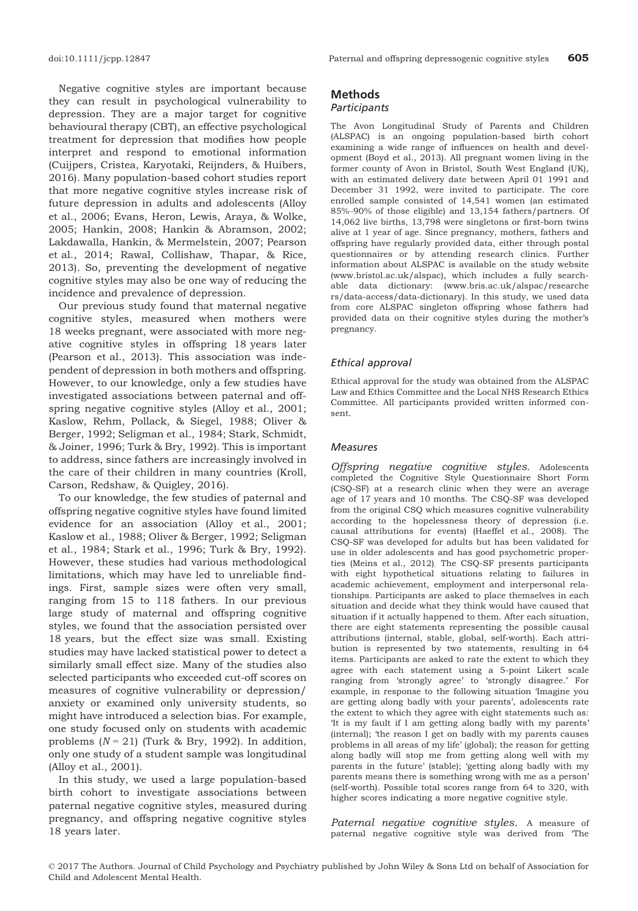Negative cognitive styles are important because they can result in psychological vulnerability to depression. They are a major target for cognitive behavioural therapy (CBT), an effective psychological treatment for depression that modifies how people interpret and respond to emotional information (Cuijpers, Cristea, Karyotaki, Reijnders, & Huibers, 2016). Many population-based cohort studies report that more negative cognitive styles increase risk of future depression in adults and adolescents (Alloy et al., 2006; Evans, Heron, Lewis, Araya, & Wolke, 2005; Hankin, 2008; Hankin & Abramson, 2002; Lakdawalla, Hankin, & Mermelstein, 2007; Pearson et al., 2014; Rawal, Collishaw, Thapar, & Rice, 2013). So, preventing the development of negative cognitive styles may also be one way of reducing the incidence and prevalence of depression.

Our previous study found that maternal negative cognitive styles, measured when mothers were 18 weeks pregnant, were associated with more negative cognitive styles in offspring 18 years later (Pearson et al., 2013). This association was independent of depression in both mothers and offspring. However, to our knowledge, only a few studies have investigated associations between paternal and offspring negative cognitive styles (Alloy et al., 2001; Kaslow, Rehm, Pollack, & Siegel, 1988; Oliver & Berger, 1992; Seligman et al., 1984; Stark, Schmidt, & Joiner, 1996; Turk & Bry, 1992). This is important to address, since fathers are increasingly involved in the care of their children in many countries (Kroll, Carson, Redshaw, & Quigley, 2016).

To our knowledge, the few studies of paternal and offspring negative cognitive styles have found limited evidence for an association (Alloy et al., 2001; Kaslow et al., 1988; Oliver & Berger, 1992; Seligman et al., 1984; Stark et al., 1996; Turk & Bry, 1992). However, these studies had various methodological limitations, which may have led to unreliable findings. First, sample sizes were often very small, ranging from 15 to 118 fathers. In our previous large study of maternal and offspring cognitive styles, we found that the association persisted over 18 years, but the effect size was small. Existing studies may have lacked statistical power to detect a similarly small effect size. Many of the studies also selected participants who exceeded cut-off scores on measures of cognitive vulnerability or depression/anxiety or examined only university students, so might have introduced a selection bias. For example, one study focused only on students with academic problems ($N = 21$) (Turk & Bry, 1992). In addition, only one study of a student sample was longitudinal (Alloy et al., 2001).

In this study, we used a large population-based birth cohort to investigate associations between paternal negative cognitive styles, measured during pregnancy, and offspring negative cognitive styles 18 years later.

## Methods

### Participants

The Avon Longitudinal Study of Parents and Children (ALSPAC) is an ongoing population-based birth cohort examining a wide range of influences on health and development (Boyd et al., 2013). All pregnant women living in the former county of Avon in Bristol, South West England (UK), with an estimated delivery date between April 01 1991 and December 31 1992, were invited to participate. The core enrolled sample consisted of 14,541 women (an estimated 85%–90% of those eligible) and 13,154 fathers/partners. Of 14,062 live births, 13,798 were singletons or first-born twins alive at 1 year of age. Since pregnancy, mothers, fathers and offspring have regularly provided data, either through postal questionnaires or by attending research clinics. Further information about ALSPAC is available on the study website (www.bristol.ac.uk/alspac), which includes a fully searchable data dictionary: (www.bris.ac.uk/alspac/researchers/data-access/data-dictionary). In this study, we used data from core ALSPAC singleton offspring whose fathers had provided data on their cognitive styles during the mother's pregnancy.

### Ethical approval

Ethical approval for the study was obtained from the ALSPAC Law and Ethics Committee and the Local NHS Research Ethics Committee. All participants provided written informed consent.

### Measures

*Offspring negative cognitive styles.* Adolescents completed the Cognitive Style Questionnaire Short Form (CSQ-SF) at a research clinic when they were an average age of 17 years and 10 months. The CSQ-SF was developed from the original CSQ which measures cognitive vulnerability according to the hopelessness theory of depression (i.e. causal attributions for events) (Haeffel et al., 2008). The CSQ-SF was developed for adults but has been validated for use in older adolescents and has good psychometric properties (Meins et al., 2012). The CSQ-SF presents participants with eight hypothetical situations relating to failures in academic achievement, employment and interpersonal relationships. Participants are asked to place themselves in each situation and decide what they think would have caused that situation if it actually happened to them. After each situation, there are eight statements representing the possible causal attributions (internal, stable, global, self-worth). Each attribution is represented by two statements, resulting in 64 items. Participants are asked to rate the extent to which they agree with each statement using a 5-point Likert scale ranging from 'strongly agree' to 'strongly disagree.' For example, in response to the following situation 'Imagine you are getting along badly with your parents', adolescents rate the extent to which they agree with eight statements such as: 'It is my fault if I am getting along badly with my parents' (internal); 'the reason I get on badly with my parents causes problems in all areas of my life' (global); the reason for getting along badly will stop me from getting along well with my parents in the future' (stable); 'getting along badly with my parents means there is something wrong with me as a person' (self-worth). Possible total scores range from 64 to 320, with higher scores indicating a more negative cognitive style.

*Paternal negative cognitive styles.* A measure of paternal negative cognitive style was derived from 'The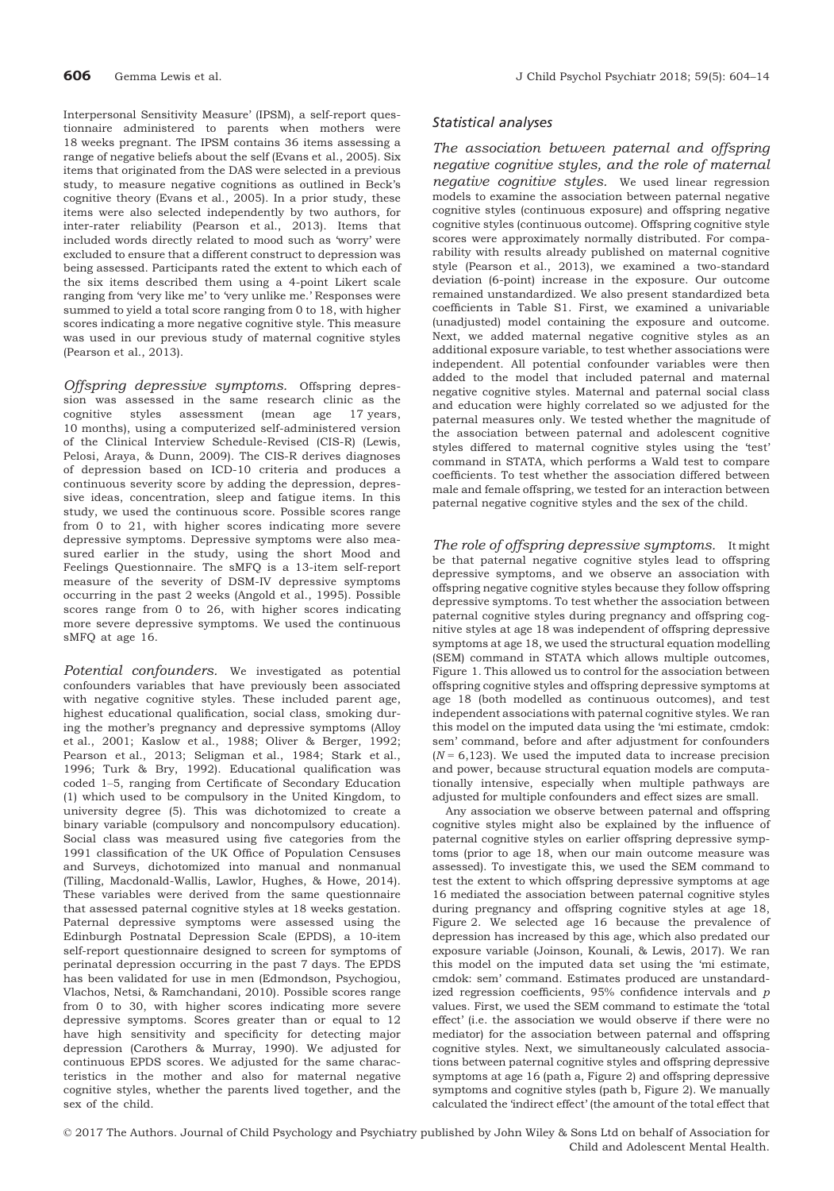Interpersonal Sensitivity Measure' (IPSM), a self-report questionnaire administered to parents when mothers were 18 weeks pregnant. The IPSM contains 36 items assessing a range of negative beliefs about the self (Evans et al., 2005). Six items that originated from the DAS were selected in a previous study, to measure negative cognitions as outlined in Beck's cognitive theory (Evans et al., 2005). In a prior study, these items were also selected independently by two authors, for inter-rater reliability (Pearson et al., 2013). Items that included words directly related to mood such as 'worry' were excluded to ensure that a different construct to depression was being assessed. Participants rated the extent to which each of the six items described them using a 4-point Likert scale ranging from 'very like me' to 'very unlike me.' Responses were summed to yield a total score ranging from 0 to 18, with higher scores indicating a more negative cognitive style. This measure was used in our previous study of maternal cognitive styles (Pearson et al., 2013).

*Offspring depressive symptoms.* Offspring depression was assessed in the same research clinic as the cognitive styles assessment (mean age 17 years, 10 months), using a computerized self-administered version of the Clinical Interview Schedule-Revised (CIS-R) (Lewis, Pelosi, Araya, & Dunn, 2009). The CIS-R derives diagnoses of depression based on ICD-10 criteria and produces a continuous severity score by adding the depression, depressive ideas, concentration, sleep and fatigue items. In this study, we used the continuous score. Possible scores range from 0 to 21, with higher scores indicating more severe depressive symptoms. Depressive symptoms were also measured earlier in the study, using the short Mood and Feelings Questionnaire. The sMFQ is a 13-item self-report measure of the severity of DSM-IV depressive symptoms occurring in the past 2 weeks (Angold et al., 1995). Possible scores range from 0 to 26, with higher scores indicating more severe depressive symptoms. We used the continuous sMFQ at age 16.

*Potential confounders.* We investigated as potential confounders variables that have previously been associated with negative cognitive styles. These included parent age, highest educational qualification, social class, smoking during the mother's pregnancy and depressive symptoms (Alloy et al., 2001; Kaslow et al., 1988; Oliver & Berger, 1992; Pearson et al., 2013; Seligman et al., 1984; Stark et al., 1996; Turk & Bry, 1992). Educational qualification was coded 1–5, ranging from Certificate of Secondary Education (1) which used to be compulsory in the United Kingdom, to university degree (5). This was dichotomized to create a binary variable (compulsory and noncompulsory education). Social class was measured using five categories from the 1991 classification of the UK Office of Population Censuses and Surveys, dichotomized into manual and nonmanual (Tilling, Macdonald-Wallis, Lawlor, Hughes, & Howe, 2014). These variables were derived from the same questionnaire that assessed paternal cognitive styles at 18 weeks gestation. Paternal depressive symptoms were assessed using the Edinburgh Postnatal Depression Scale (EPDS), a 10-item self-report questionnaire designed to screen for symptoms of perinatal depression occurring in the past 7 days. The EPDS has been validated for use in men (Edmondson, Psychogiou, Vlachos, Netsi, & Ramchandani, 2010). Possible scores range from 0 to 30, with higher scores indicating more severe depressive symptoms. Scores greater than or equal to 12 have high sensitivity and specificity for detecting major depression (Carothers & Murray, 1990). We adjusted for continuous EPDS scores. We adjusted for the same characteristics in the mother and also for maternal negative cognitive styles, whether the parents lived together, and the sex of the child.

### Statistical analyses

*The association between paternal and offspring negative cognitive styles, and the role of maternal negative cognitive styles.* We used linear regression models to examine the association between paternal negative cognitive styles (continuous exposure) and offspring negative cognitive styles (continuous outcome). Offspring cognitive style scores were approximately normally distributed. For comparability with results already published on maternal cognitive style (Pearson et al., 2013), we examined a two-standard deviation (6-point) increase in the exposure. Our outcome remained unstandardized. We also present standardized beta coefficients in Table S1. First, we examined a univariable (unadjusted) model containing the exposure and outcome. Next, we added maternal negative cognitive styles as an additional exposure variable, to test whether associations were independent. All potential confounder variables were then added to the model that included paternal and maternal negative cognitive styles. Maternal and paternal social class and education were highly correlated so we adjusted for the paternal measures only. We tested whether the magnitude of the association between paternal and adolescent cognitive styles differed to maternal cognitive styles using the 'test' command in STATA, which performs a Wald test to compare coefficients. To test whether the association differed between male and female offspring, we tested for an interaction between paternal negative cognitive styles and the sex of the child.

*The role of offspring depressive symptoms.* It might be that paternal negative cognitive styles lead to offspring depressive symptoms, and we observe an association with offspring negative cognitive styles because they follow offspring depressive symptoms. To test whether the association between paternal cognitive styles during pregnancy and offspring cognitive styles at age 18 was independent of offspring depressive symptoms at age 18, we used the structural equation modelling (SEM) command in STATA which allows multiple outcomes, Figure 1. This allowed us to control for the association between offspring cognitive styles and offspring depressive symptoms at age 18 (both modelled as continuous outcomes), and test independent associations with paternal cognitive styles. We ran this model on the imputed data using the 'mi estimate, cmdok: sem' command, before and after adjustment for confounders ($N = 6{,}123$). We used the imputed data to increase precision and power, because structural equation models are computationally intensive, especially when multiple pathways are adjusted for multiple confounders and effect sizes are small.

Any association we observe between paternal and offspring cognitive styles might also be explained by the influence of paternal cognitive styles on earlier offspring depressive symptoms (prior to age 18, when our main outcome measure was assessed). To investigate this, we used the SEM command to test the extent to which offspring depressive symptoms at age 16 mediated the association between paternal cognitive styles during pregnancy and offspring cognitive styles at age 18, Figure 2. We selected age 16 because the prevalence of depression has increased by this age, which also predated our exposure variable (Joinson, Kounali, & Lewis, 2017). We ran this model on the imputed data set using the 'mi estimate, cmdok: sem' command. Estimates produced are unstandardized regression coefficients, 95% confidence intervals and $p$ values. First, we used the SEM command to estimate the 'total effect' (i.e. the association we would observe if there were no mediator) for the association between paternal and offspring cognitive styles. Next, we simultaneously calculated associations between paternal cognitive styles and offspring depressive symptoms at age 16 (path a, Figure 2) and offspring depressive symptoms and cognitive styles (path b, Figure 2). We manually calculated the 'indirect effect' (the amount of the total effect that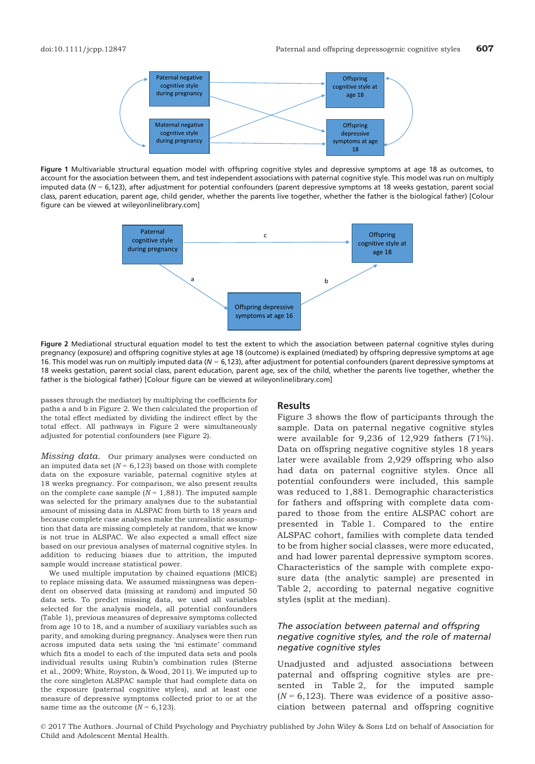Figure 1 Multivariable structural equation model with offspring cognitive styles and depressive symptoms at age 18 as outcomes, to account for the association between them, and test independent associations with paternal cognitive style. This model was run on multiply imputed data (N = 6,123), after adjustment for potential confounders (parent depressive symptoms at 18 weeks gestation, parent social class, parent education, parent age, child gender, whether the parents live together, whether the father is the biological father) [Colour figure can be viewed at wileyonlinelibrary.com]

Figure 2 Mediational structural equation model to test the extent to which the association between paternal cognitive styles during pregnancy (exposure) and offspring cognitive styles at age 18 (outcome) is explained (mediated) by offspring depressive symptoms at age 16. This model was run on multiply imputed data (N = 6,123), after adjustment for potential confounders (parent depressive symptoms at 18 weeks gestation, parent social class, parent education, parent age, sex of the child, whether the parents live together, whether the father is the biological father) [Colour figure can be viewed at wileyonlinelibrary.com]

passes through the mediator) by multiplying the coefficients for paths a and b in Figure 2. We then calculated the proportion of the total effect mediated by dividing the indirect effect by the total effect. All pathways in Figure 2 were simultaneously adjusted for potential confounders (see Figure 2).

*Missing data.* Our primary analyses were conducted on an imputed data set (N = 6,123) based on those with complete data on the exposure variable, paternal cognitive styles at 18 weeks pregnancy. For comparison, we also present results on the complete case sample (N = 1,881). The imputed sample was selected for the primary analyses due to the substantial amount of missing data in ALSPAC from birth to 18 years and because complete case analyses make the unrealistic assumption that data are missing completely at random, that we know is not true in ALSPAC. We also expected a small effect size based on our previous analyses of maternal cognitive styles. In addition to reducing biases due to attrition, the imputed sample would increase statistical power.

We used multiple imputation by chained equations (MICE) to replace missing data. We assumed missingness was dependent on observed data (missing at random) and imputed 50 data sets. To predict missing data, we used all variables selected for the analysis models, all potential confounders (Table 1), previous measures of depressive symptoms collected from age 10 to 18, and a number of auxiliary variables such as parity, and smoking during pregnancy. Analyses were then run across imputed data sets using the 'mi estimate' command which fits a model to each of the imputed data sets and pools individual results using Rubin's combination rules (Sterne et al., 2009; White, Royston, & Wood, 2011). We imputed up to the core singleton ALSPAC sample that had complete data on the exposure (paternal cognitive styles), and at least one measure of depressive symptoms collected prior to or at the same time as the outcome (N = 6,123).

## Results

Figure 3 shows the flow of participants through the sample. Data on paternal negative cognitive styles were available for 9,236 of 12,929 fathers (71%). Data on offspring negative cognitive styles 18 years later were available from 2,929 offspring who also had data on paternal cognitive styles. Once all potential confounders were included, this sample was reduced to 1,881. Demographic characteristics for fathers and offspring with complete data compared to those from the entire ALSPAC cohort are presented in Table 1. Compared to the entire ALSPAC cohort, families with complete data tended to be from higher social classes, were more educated, and had lower parental depressive symptom scores. Characteristics of the sample with complete exposure data (the analytic sample) are presented in Table 2, according to paternal negative cognitive styles (split at the median).

### *The association between paternal and offspring negative cognitive styles, and the role of maternal negative cognitive styles*

Unadjusted and adjusted associations between paternal and offspring cognitive styles are presented in Table 2, for the imputed sample (N = 6,123). There was evidence of a positive association between paternal and offspring cognitive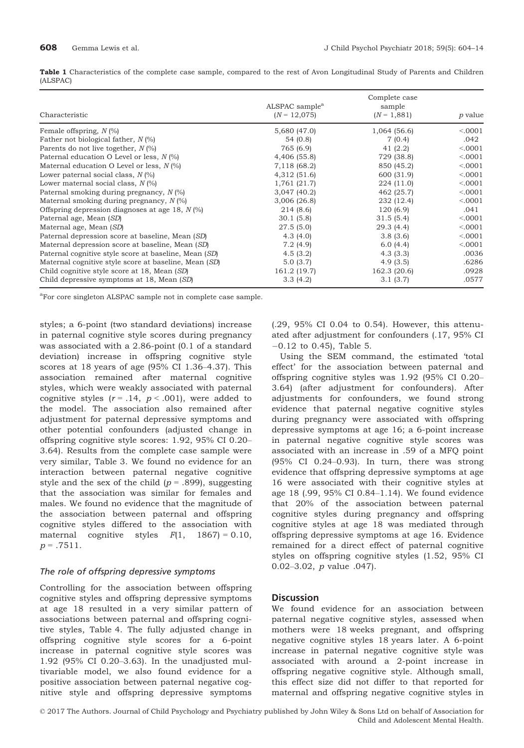**Table 1** Characteristics of the complete case sample, compared to the rest of Avon Longitudinal Study of Parents and Children (ALSPAC)

| Characteristic | ALSPAC sample[a] ($N$ = 12,075) | Complete case sample ($N$ = 1,881) | $p$ value |
|---|---|---|---|
| Female offspring, $N$ (%) | 5,680 (47.0) | 1,064 (56.6) | <.0001 |
| Father not biological father, $N$ (%) | 54 (0.8) | 7 (0.4) | .042 |
| Parents do not live together, $N$ (%) | 765 (6.9) | 41 (2.2) | <.0001 |
| Paternal education O Level or less, $N$ (%) | 4,406 (55.8) | 729 (38.8) | <.0001 |
| Maternal education O Level or less, $N$ (%) | 7,118 (68.2) | 850 (45.2) | <.0001 |
| Lower paternal social class, $N$ (%) | 4,312 (51.6) | 600 (31.9) | <.0001 |
| Lower maternal social class, $N$ (%) | 1,761 (21.7) | 224 (11.0) | <.0001 |
| Paternal smoking during pregnancy, $N$ (%) | 3,047 (40.2) | 462 (25.7) | <.0001 |
| Maternal smoking during pregnancy, $N$ (%) | 3,006 (26.8) | 232 (12.4) | <.0001 |
| Offspring depression diagnoses at age 18, $N$ (%) | 214 (8.6) | 120 (6.9) | .041 |
| Paternal age, Mean ($SD$) | 30.1 (5.8) | 31.5 (5.4) | <.0001 |
| Maternal age, Mean ($SD$) | 27.5 (5.0) | 29.3 (4.4) | <.0001 |
| Paternal depression score at baseline, Mean ($SD$) | 4.3 (4.0) | 3.8 (3.6) | <.0001 |
| Maternal depression score at baseline, Mean ($SD$) | 7.2 (4.9) | 6.0 (4.4) | <.0001 |
| Paternal cognitive style score at baseline, Mean ($SD$) | 4.5 (3.2) | 4.3 (3.3) | .0036 |
| Maternal cognitive style score at baseline, Mean ($SD$) | 5.0 (3.7) | 4.9 (3.5) | .6286 |
| Child cognitive style score at 18, Mean ($SD$) | 161.2 (19.7) | 162.3 (20.6) | .0928 |
| Child depressive symptoms at 18, Mean ($SD$) | 3.3 (4.2) | 3.1 (3.7) | .0577 |

[a]For core singleton ALSPAC sample not in complete case sample.

styles; a 6-point (two standard deviations) increase in paternal cognitive style scores during pregnancy was associated with a 2.86-point (0.1 of a standard deviation) increase in offspring cognitive style scores at 18 years of age (95% CI 1.36–4.37). This association remained after maternal cognitive styles, which were weakly associated with paternal cognitive styles ($r$ = .14, $p$ < .001), were added to the model. The association also remained after adjustment for paternal depressive symptoms and other potential confounders (adjusted change in offspring cognitive style scores: 1.92, 95% CI 0.20–3.64). Results from the complete case sample were very similar, Table 3. We found no evidence for an interaction between paternal negative cognitive style and the sex of the child ($p$ = .899), suggesting that the association was similar for females and males. We found no evidence that the magnitude of the association between paternal and offspring cognitive styles differed to the association with maternal cognitive styles $F(1, 1867) = 0.10$, $p$ = .7511.

### The role of offspring depressive symptoms

Controlling for the association between offspring cognitive styles and offspring depressive symptoms at age 18 resulted in a very similar pattern of associations between paternal and offspring cognitive styles, Table 4. The fully adjusted change in offspring cognitive style scores for a 6-point increase in paternal cognitive style scores was 1.92 (95% CI 0.20–3.63). In the unadjusted multivariable model, we also found evidence for a positive association between paternal negative cognitive style and offspring depressive symptoms (.29, 95% CI 0.04 to 0.54). However, this attenuated after adjustment for confounders (.17, 95% CI −0.12 to 0.45), Table 5.

Using the SEM command, the estimated 'total effect' for the association between paternal and offspring cognitive styles was 1.92 (95% CI 0.20–3.64) (after adjustment for confounders). After adjustments for confounders, we found strong evidence that paternal negative cognitive styles during pregnancy were associated with offspring depressive symptoms at age 16; a 6-point increase in paternal negative cognitive style scores was associated with an increase in .59 of a MFQ point (95% CI 0.24–0.93). In turn, there was strong evidence that offspring depressive symptoms at age 16 were associated with their cognitive styles at age 18 (.99, 95% CI 0.84–1.14). We found evidence that 20% of the association between paternal cognitive styles during pregnancy and offspring cognitive styles at age 18 was mediated through offspring depressive symptoms at age 16. Evidence remained for a direct effect of paternal cognitive styles on offspring cognitive styles (1.52, 95% CI 0.02–3.02, $p$ value .047).

## Discussion

We found evidence for an association between paternal negative cognitive styles, assessed when mothers were 18 weeks pregnant, and offspring negative cognitive styles 18 years later. A 6-point increase in paternal negative cognitive style was associated with around a 2-point increase in offspring negative cognitive style. Although small, this effect size did not differ to that reported for maternal and offspring negative cognitive styles in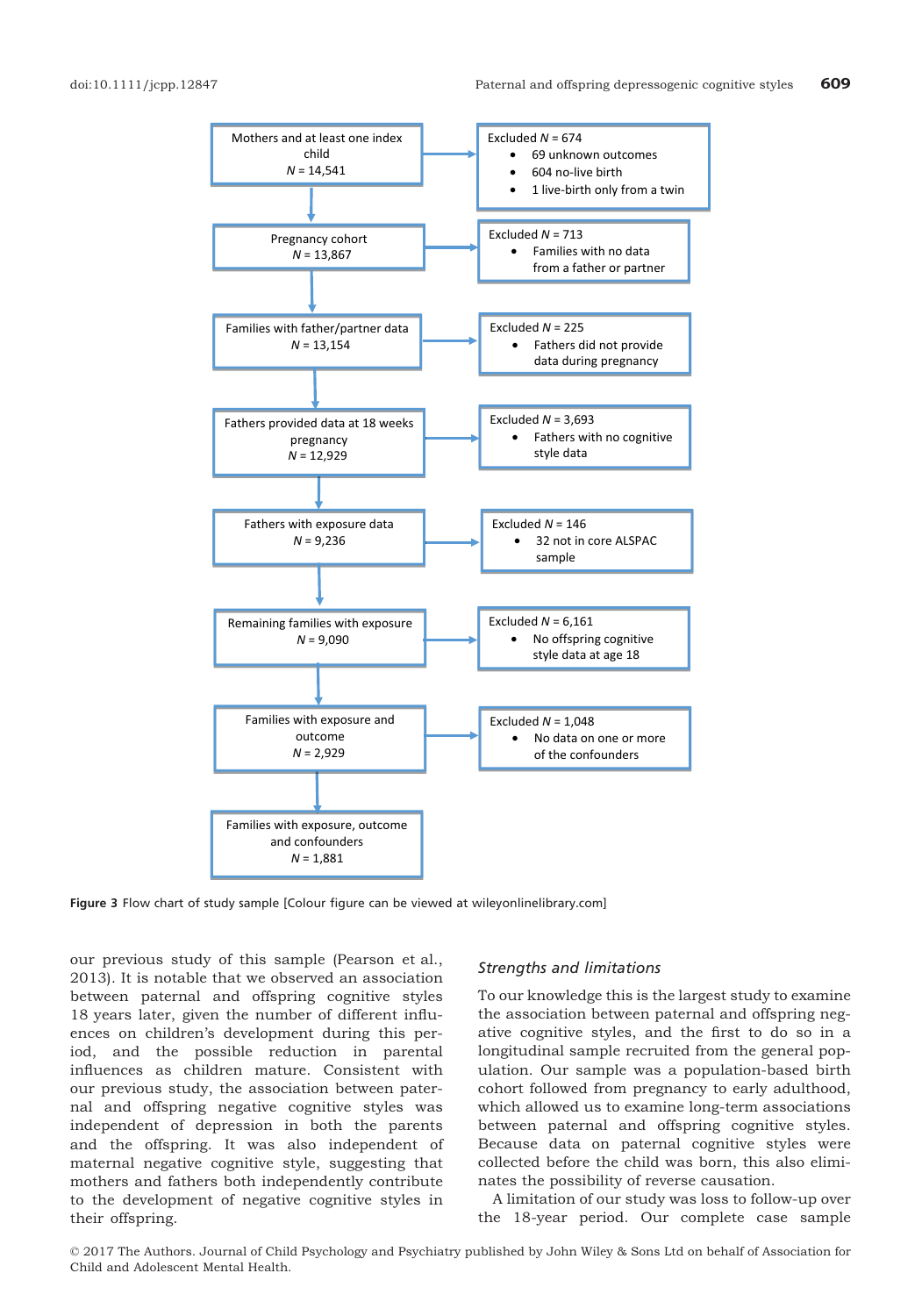Mothers and at least one index child
$N$ = 14,541

Excluded $N$ = 674
- 69 unknown outcomes
- 604 no-live birth
- 1 live-birth only from a twin

Pregnancy cohort
$N$ = 13,867

Excluded $N$ = 713
- Families with no data from a father or partner

Families with father/partner data
$N$ = 13,154

Excluded $N$ = 225
- Fathers did not provide data during pregnancy

Fathers provided data at 18 weeks pregnancy
$N$ = 12,929

Excluded $N$ = 3,693
- Fathers with no cognitive style data

Fathers with exposure data
$N$ = 9,236

Excluded $N$ = 146
- 32 not in core ALSPAC sample

Remaining families with exposure
$N$ = 9,090

Excluded $N$ = 6,161
- No offspring cognitive style data at age 18

Families with exposure and outcome
$N$ = 2,929

Excluded $N$ = 1,048
- No data on one or more of the confounders

Families with exposure, outcome and confounders
$N$ = 1,881

**Figure 3** Flow chart of study sample [Colour figure can be viewed at wileyonlinelibrary.com]

our previous study of this sample (Pearson et al., 2013). It is notable that we observed an association between paternal and offspring cognitive styles 18 years later, given the number of different influences on children's development during this period, and the possible reduction in parental influences as children mature. Consistent with our previous study, the association between paternal and offspring negative cognitive styles was independent of depression in both the parents and the offspring. It was also independent of maternal negative cognitive style, suggesting that mothers and fathers both independently contribute to the development of negative cognitive styles in their offspring.

### *Strengths and limitations*

To our knowledge this is the largest study to examine the association between paternal and offspring negative cognitive styles, and the first to do so in a longitudinal sample recruited from the general population. Our sample was a population-based birth cohort followed from pregnancy to early adulthood, which allowed us to examine long-term associations between paternal and offspring cognitive styles. Because data on paternal cognitive styles were collected before the child was born, this also eliminates the possibility of reverse causation.

A limitation of our study was loss to follow-up over the 18-year period. Our complete case sample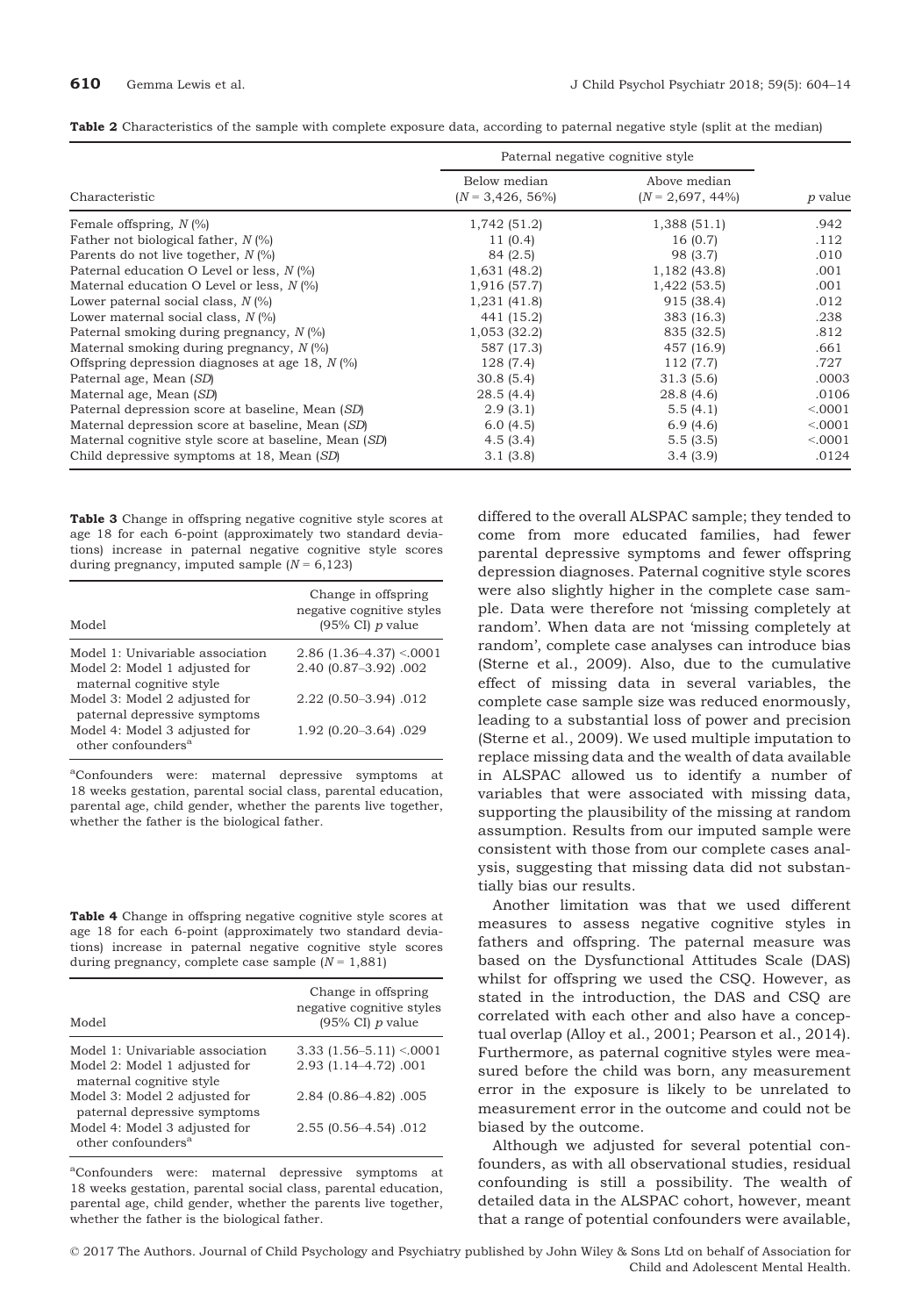**Table 2** Characteristics of the sample with complete exposure data, according to paternal negative style (split at the median)

| Characteristic | Paternal negative cognitive style | | |
|---|---|---|---|
| | Below median ($N$ = 3,426, 56%) | Above median ($N$ = 2,697, 44%) | $p$ value |
| Female offspring, $N$ (%) | 1,742 (51.2) | 1,388 (51.1) | .942 |
| Father not biological father, $N$ (%) | 11 (0.4) | 16 (0.7) | .112 |
| Parents do not live together, $N$ (%) | 84 (2.5) | 98 (3.7) | .010 |
| Paternal education O Level or less, $N$ (%) | 1,631 (48.2) | 1,182 (43.8) | .001 |
| Maternal education O Level or less, $N$ (%) | 1,916 (57.7) | 1,422 (53.5) | .001 |
| Lower paternal social class, $N$ (%) | 1,231 (41.8) | 915 (38.4) | .012 |
| Lower maternal social class, $N$ (%) | 441 (15.2) | 383 (16.3) | .238 |
| Paternal smoking during pregnancy, $N$ (%) | 1,053 (32.2) | 835 (32.5) | .812 |
| Maternal smoking during pregnancy, $N$ (%) | 587 (17.3) | 457 (16.9) | .661 |
| Offspring depression diagnoses at age 18, $N$ (%) | 128 (7.4) | 112 (7.7) | .727 |
| Paternal age, Mean ($SD$) | 30.8 (5.4) | 31.3 (5.6) | .0003 |
| Maternal age, Mean ($SD$) | 28.5 (4.4) | 28.8 (4.6) | .0106 |
| Paternal depression score at baseline, Mean ($SD$) | 2.9 (3.1) | 5.5 (4.1) | <.0001 |
| Maternal depression score at baseline, Mean ($SD$) | 6.0 (4.5) | 6.9 (4.6) | <.0001 |
| Maternal cognitive style score at baseline, Mean ($SD$) | 4.5 (3.4) | 5.5 (3.5) | <.0001 |
| Child depressive symptoms at 18, Mean ($SD$) | 3.1 (3.8) | 3.4 (3.9) | .0124 |

**Table 3** Change in offspring negative cognitive style scores at age 18 for each 6-point (approximately two standard deviations) increase in paternal negative cognitive style scores during pregnancy, imputed sample ($N$ = 6,123)

| Model | Change in offspring negative cognitive styles (95% CI) $p$ value |
|---|---|
| Model 1: Univariable association | 2.86 (1.36–4.37) <.0001 |
| Model 2: Model 1 adjusted for maternal cognitive style | 2.40 (0.87–3.92) .002 |
| Model 3: Model 2 adjusted for paternal depressive symptoms | 2.22 (0.50–3.94) .012 |
| Model 4: Model 3 adjusted for other confounders[a] | 1.92 (0.20–3.64) .029 |

[a]Confounders were: maternal depressive symptoms at 18 weeks gestation, parental social class, parental education, parental age, child gender, whether the parents live together, whether the father is the biological father.

**Table 4** Change in offspring negative cognitive style scores at age 18 for each 6-point (approximately two standard deviations) increase in paternal negative cognitive style scores during pregnancy, complete case sample ($N$ = 1,881)

| Model | Change in offspring negative cognitive styles (95% CI) $p$ value |
|---|---|
| Model 1: Univariable association | 3.33 (1.56–5.11) <.0001 |
| Model 2: Model 1 adjusted for maternal cognitive style | 2.93 (1.14–4.72) .001 |
| Model 3: Model 2 adjusted for paternal depressive symptoms | 2.84 (0.86–4.82) .005 |
| Model 4: Model 3 adjusted for other confounders[a] | 2.55 (0.56–4.54) .012 |

[a]Confounders were: maternal depressive symptoms at 18 weeks gestation, parental social class, parental education, parental age, child gender, whether the parents live together, whether the father is the biological father.

differed to the overall ALSPAC sample; they tended to come from more educated families, had fewer parental depressive symptoms and fewer offspring depression diagnoses. Paternal cognitive style scores were also slightly higher in the complete case sample. Data were therefore not 'missing completely at random'. When data are not 'missing completely at random', complete case analyses can introduce bias (Sterne et al., 2009). Also, due to the cumulative effect of missing data in several variables, the complete case sample size was reduced enormously, leading to a substantial loss of power and precision (Sterne et al., 2009). We used multiple imputation to replace missing data and the wealth of data available in ALSPAC allowed us to identify a number of variables that were associated with missing data, supporting the plausibility of the missing at random assumption. Results from our imputed sample were consistent with those from our complete cases analysis, suggesting that missing data did not substantially bias our results.

Another limitation was that we used different measures to assess negative cognitive styles in fathers and offspring. The paternal measure was based on the Dysfunctional Attitudes Scale (DAS) whilst for offspring we used the CSQ. However, as stated in the introduction, the DAS and CSQ are correlated with each other and also have a conceptual overlap (Alloy et al., 2001; Pearson et al., 2014). Furthermore, as paternal cognitive styles were measured before the child was born, any measurement error in the exposure is likely to be unrelated to measurement error in the outcome and could not be biased by the outcome.

Although we adjusted for several potential confounders, as with all observational studies, residual confounding is still a possibility. The wealth of detailed data in the ALSPAC cohort, however, meant that a range of potential confounders were available,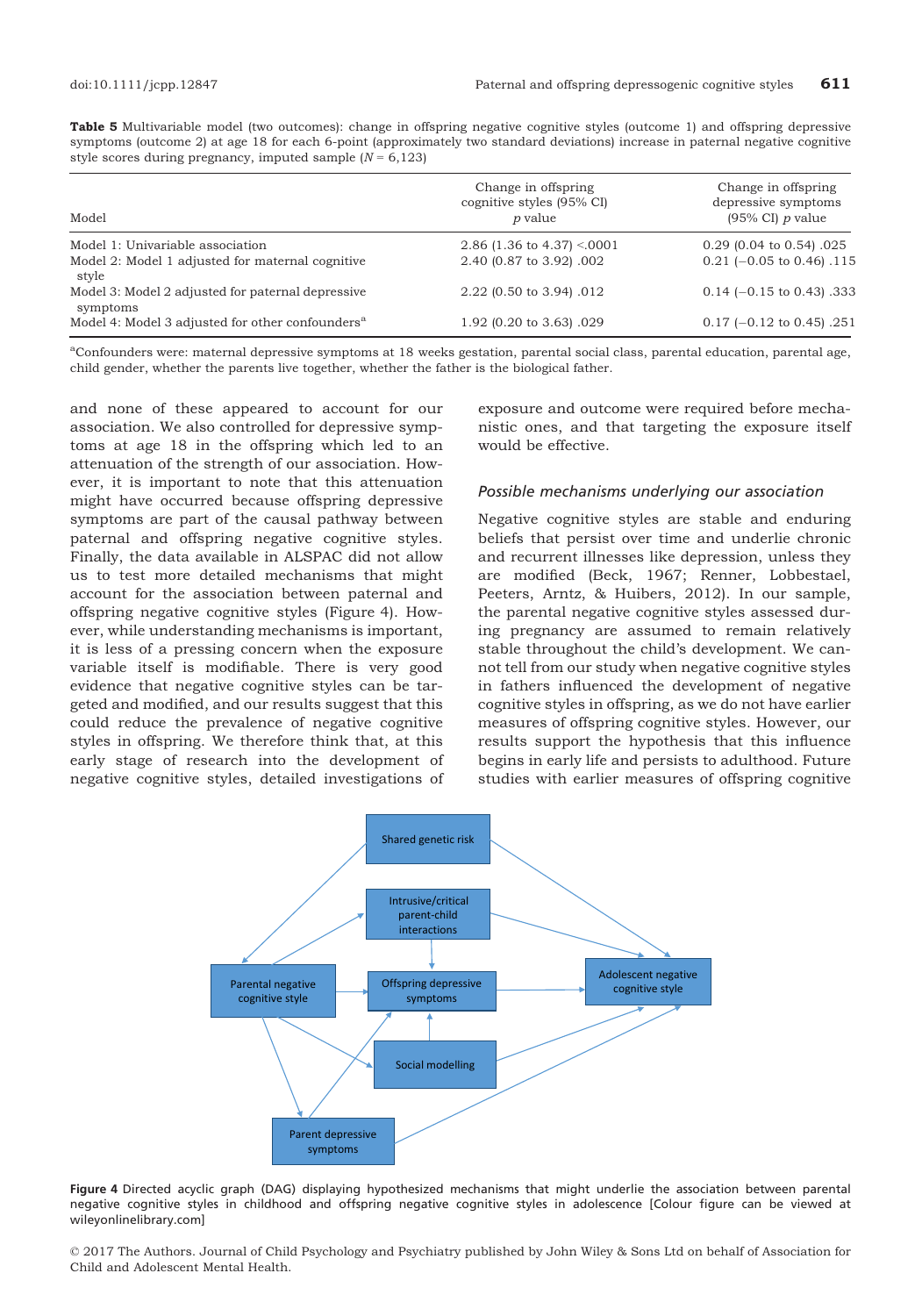**Table 5** Multivariable model (two outcomes): change in offspring negative cognitive styles (outcome 1) and offspring depressive symptoms (outcome 2) at age 18 for each 6-point (approximately two standard deviations) increase in paternal negative cognitive style scores during pregnancy, imputed sample ($N$ = 6,123)

| Model | Change in offspring cognitive styles (95% CI) *p* value | Change in offspring depressive symptoms (95% CI) *p* value |
|---|---|---|
| Model 1: Univariable association | 2.86 (1.36 to 4.37) <.0001 | 0.29 (0.04 to 0.54) .025 |
| Model 2: Model 1 adjusted for maternal cognitive style | 2.40 (0.87 to 3.92) .002 | 0.21 (−0.05 to 0.46) .115 |
| Model 3: Model 2 adjusted for paternal depressive symptoms | 2.22 (0.50 to 3.94) .012 | 0.14 (−0.15 to 0.43) .333 |
| Model 4: Model 3 adjusted for other confounders[a] | 1.92 (0.20 to 3.63) .029 | 0.17 (−0.12 to 0.45) .251 |

[a]Confounders were: maternal depressive symptoms at 18 weeks gestation, parental social class, parental education, parental age, child gender, whether the parents live together, whether the father is the biological father.

and none of these appeared to account for our association. We also controlled for depressive symptoms at age 18 in the offspring which led to an attenuation of the strength of our association. However, it is important to note that this attenuation might have occurred because offspring depressive symptoms are part of the causal pathway between paternal and offspring negative cognitive styles. Finally, the data available in ALSPAC did not allow us to test more detailed mechanisms that might account for the association between paternal and offspring negative cognitive styles (Figure 4). However, while understanding mechanisms is important, it is less of a pressing concern when the exposure variable itself is modifiable. There is very good evidence that negative cognitive styles can be targeted and modified, and our results suggest that this could reduce the prevalence of negative cognitive styles in offspring. We therefore think that, at this early stage of research into the development of negative cognitive styles, detailed investigations of exposure and outcome were required before mechanistic ones, and that targeting the exposure itself would be effective.

### *Possible mechanisms underlying our association*

Negative cognitive styles are stable and enduring beliefs that persist over time and underlie chronic and recurrent illnesses like depression, unless they are modified (Beck, 1967; Renner, Lobbestael, Peeters, Arntz, & Huibers, 2012). In our sample, the parental negative cognitive styles assessed during pregnancy are assumed to remain relatively stable throughout the child's development. We cannot tell from our study when negative cognitive styles in fathers influenced the development of negative cognitive styles in offspring, as we do not have earlier measures of offspring cognitive styles. However, our results support the hypothesis that this influence begins in early life and persists to adulthood. Future studies with earlier measures of offspring cognitive

**Figure 4** Directed acyclic graph (DAG) displaying hypothesized mechanisms that might underlie the association between parental negative cognitive styles in childhood and offspring negative cognitive styles in adolescence [Colour figure can be viewed at wileyonlinelibrary.com]

© 2017 The Authors. Journal of Child Psychology and Psychiatry published by John Wiley & Sons Ltd on behalf of Association for Child and Adolescent Mental Health.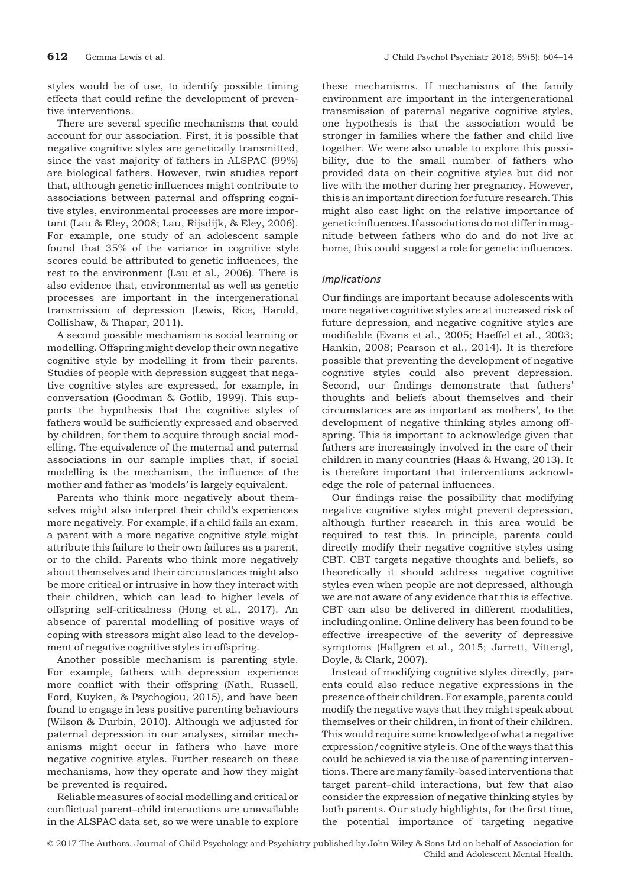styles would be of use, to identify possible timing effects that could refine the development of preventive interventions.

There are several specific mechanisms that could account for our association. First, it is possible that negative cognitive styles are genetically transmitted, since the vast majority of fathers in ALSPAC (99%) are biological fathers. However, twin studies report that, although genetic influences might contribute to associations between paternal and offspring cognitive styles, environmental processes are more important (Lau & Eley, 2008; Lau, Rijsdijk, & Eley, 2006). For example, one study of an adolescent sample found that 35% of the variance in cognitive style scores could be attributed to genetic influences, the rest to the environment (Lau et al., 2006). There is also evidence that, environmental as well as genetic processes are important in the intergenerational transmission of depression (Lewis, Rice, Harold, Collishaw, & Thapar, 2011).

A second possible mechanism is social learning or modelling. Offspring might develop their own negative cognitive style by modelling it from their parents. Studies of people with depression suggest that negative cognitive styles are expressed, for example, in conversation (Goodman & Gotlib, 1999). This supports the hypothesis that the cognitive styles of fathers would be sufficiently expressed and observed by children, for them to acquire through social modelling. The equivalence of the maternal and paternal associations in our sample implies that, if social modelling is the mechanism, the influence of the mother and father as 'models' is largely equivalent.

Parents who think more negatively about themselves might also interpret their child's experiences more negatively. For example, if a child fails an exam, a parent with a more negative cognitive style might attribute this failure to their own failures as a parent, or to the child. Parents who think more negatively about themselves and their circumstances might also be more critical or intrusive in how they interact with their children, which can lead to higher levels of offspring self-criticalness (Hong et al., 2017). An absence of parental modelling of positive ways of coping with stressors might also lead to the development of negative cognitive styles in offspring.

Another possible mechanism is parenting style. For example, fathers with depression experience more conflict with their offspring (Nath, Russell, Ford, Kuyken, & Psychogiou, 2015), and have been found to engage in less positive parenting behaviours (Wilson & Durbin, 2010). Although we adjusted for paternal depression in our analyses, similar mechanisms might occur in fathers who have more negative cognitive styles. Further research on these mechanisms, how they operate and how they might be prevented is required.

Reliable measures of social modelling and critical or conflictual parent–child interactions are unavailable in the ALSPAC data set, so we were unable to explore these mechanisms. If mechanisms of the family environment are important in the intergenerational transmission of paternal negative cognitive styles, one hypothesis is that the association would be stronger in families where the father and child live together. We were also unable to explore this possibility, due to the small number of fathers who provided data on their cognitive styles but did not live with the mother during her pregnancy. However, this is an important direction for future research. This might also cast light on the relative importance of genetic influences. If associations do not differ in magnitude between fathers who do and do not live at home, this could suggest a role for genetic influences.

### *Implications*

Our findings are important because adolescents with more negative cognitive styles are at increased risk of future depression, and negative cognitive styles are modifiable (Evans et al., 2005; Haeffel et al., 2003; Hankin, 2008; Pearson et al., 2014). It is therefore possible that preventing the development of negative cognitive styles could also prevent depression. Second, our findings demonstrate that fathers' thoughts and beliefs about themselves and their circumstances are as important as mothers', to the development of negative thinking styles among offspring. This is important to acknowledge given that fathers are increasingly involved in the care of their children in many countries (Haas & Hwang, 2013). It is therefore important that interventions acknowledge the role of paternal influences.

Our findings raise the possibility that modifying negative cognitive styles might prevent depression, although further research in this area would be required to test this. In principle, parents could directly modify their negative cognitive styles using CBT. CBT targets negative thoughts and beliefs, so theoretically it should address negative cognitive styles even when people are not depressed, although we are not aware of any evidence that this is effective. CBT can also be delivered in different modalities, including online. Online delivery has been found to be effective irrespective of the severity of depressive symptoms (Hallgren et al., 2015; Jarrett, Vittengl, Doyle, & Clark, 2007).

Instead of modifying cognitive styles directly, parents could also reduce negative expressions in the presence of their children. For example, parents could modify the negative ways that they might speak about themselves or their children, in front of their children. This would require some knowledge of what a negative expression/cognitive style is. One of the ways that this could be achieved is via the use of parenting interventions. There are many family-based interventions that target parent–child interactions, but few that also consider the expression of negative thinking styles by both parents. Our study highlights, for the first time, the potential importance of targeting negative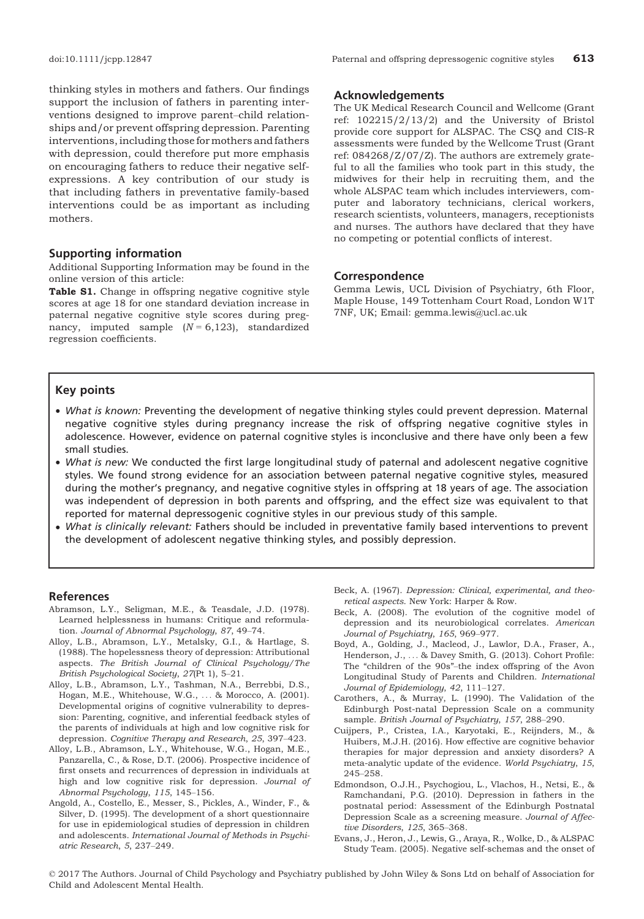thinking styles in mothers and fathers. Our findings support the inclusion of fathers in parenting interventions designed to improve parent–child relationships and/or prevent offspring depression. Parenting interventions, including those for mothers and fathers with depression, could therefore put more emphasis on encouraging fathers to reduce their negative self-expressions. A key contribution of our study is that including fathers in preventative family-based interventions could be as important as including mothers.

## Supporting information

Additional Supporting Information may be found in the online version of this article:

**Table S1.** Change in offspring negative cognitive style scores at age 18 for one standard deviation increase in paternal negative cognitive style scores during pregnancy, imputed sample ($N = 6,123$), standardized regression coefficients.

## Acknowledgements

The UK Medical Research Council and Wellcome (Grant ref: 102215/2/13/2) and the University of Bristol provide core support for ALSPAC. The CSQ and CIS-R assessments were funded by the Wellcome Trust (Grant ref: 084268/Z/07/Z). The authors are extremely grateful to all the families who took part in this study, the midwives for their help in recruiting them, and the whole ALSPAC team which includes interviewers, computer and laboratory technicians, clerical workers, research scientists, volunteers, managers, receptionists and nurses. The authors have declared that they have no competing or potential conflicts of interest.

## Correspondence

Gemma Lewis, UCL Division of Psychiatry, 6th Floor, Maple House, 149 Tottenham Court Road, London W1T 7NF, UK; Email: gemma.lewis@ucl.ac.uk

## Key points

- *What is known:* Preventing the development of negative thinking styles could prevent depression. Maternal negative cognitive styles during pregnancy increase the risk of offspring negative cognitive styles in adolescence. However, evidence on paternal cognitive styles is inconclusive and there have only been a few small studies.
- *What is new:* We conducted the first large longitudinal study of paternal and adolescent negative cognitive styles. We found strong evidence for an association between paternal negative cognitive styles, measured during the mother's pregnancy, and negative cognitive styles in offspring at 18 years of age. The association was independent of depression in both parents and offspring, and the effect size was equivalent to that reported for maternal depressogenic cognitive styles in our previous study of this sample.
- *What is clinically relevant:* Fathers should be included in preventative family based interventions to prevent the development of adolescent negative thinking styles, and possibly depression.

## References

Abramson, L.Y., Seligman, M.E., & Teasdale, J.D. (1978). Learned helplessness in humans: Critique and reformulation. *Journal of Abnormal Psychology*, *87*, 49–74.

Alloy, L.B., Abramson, L.Y., Metalsky, G.I., & Hartlage, S. (1988). The hopelessness theory of depression: Attributional aspects. *The British Journal of Clinical Psychology/The British Psychological Society*, *27*(Pt 1), 5–21.

Alloy, L.B., Abramson, L.Y., Tashman, N.A., Berrebbi, D.S., Hogan, M.E., Whitehouse, W.G., ... & Morocco, A. (2001). Developmental origins of cognitive vulnerability to depression: Parenting, cognitive, and inferential feedback styles of the parents of individuals at high and low cognitive risk for depression. *Cognitive Therapy and Research*, *25*, 397–423.

Alloy, L.B., Abramson, L.Y., Whitehouse, W.G., Hogan, M.E., Panzarella, C., & Rose, D.T. (2006). Prospective incidence of first onsets and recurrences of depression in individuals at high and low cognitive risk for depression. *Journal of Abnormal Psychology*, *115*, 145–156.

Angold, A., Costello, E., Messer, S., Pickles, A., Winder, F., & Silver, D. (1995). The development of a short questionnaire for use in epidemiological studies of depression in children and adolescents. *International Journal of Methods in Psychiatric Research*, *5*, 237–249.

Beck, A. (1967). *Depression: Clinical, experimental, and theoretical aspects*. New York: Harper & Row.

Beck, A. (2008). The evolution of the cognitive model of depression and its neurobiological correlates. *American Journal of Psychiatry*, *165*, 969–977.

Boyd, A., Golding, J., Macleod, J., Lawlor, D.A., Fraser, A., Henderson, J., ... & Davey Smith, G. (2013). Cohort Profile: The "children of the 90s"–the index offspring of the Avon Longitudinal Study of Parents and Children. *International Journal of Epidemiology*, *42*, 111–127.

Carothers, A., & Murray, L. (1990). The Validation of the Edinburgh Post-natal Depression Scale on a community sample. *British Journal of Psychiatry*, *157*, 288–290.

Cuijpers, P., Cristea, I.A., Karyotaki, E., Reijnders, M., & Huibers, M.J.H. (2016). How effective are cognitive behavior therapies for major depression and anxiety disorders? A meta-analytic update of the evidence. *World Psychiatry*, *15*, 245–258.

Edmondson, O.J.H., Psychogiou, L., Vlachos, H., Netsi, E., & Ramchandani, P.G. (2010). Depression in fathers in the postnatal period: Assessment of the Edinburgh Postnatal Depression Scale as a screening measure. *Journal of Affective Disorders*, *125*, 365–368.

Evans, J., Heron, J., Lewis, G., Araya, R., Wolke, D., & ALSPAC Study Team. (2005). Negative self-schemas and the onset of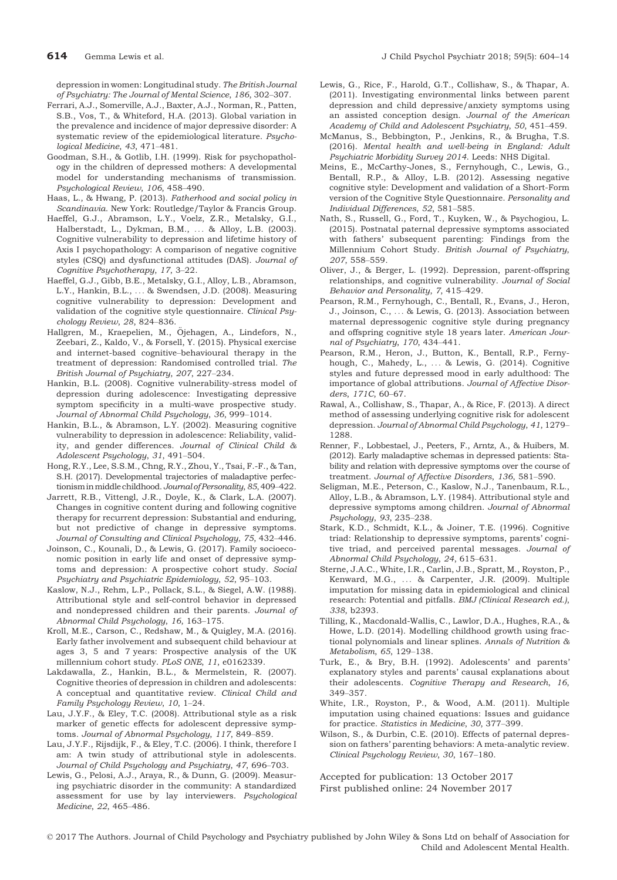depression in women: Longitudinal study. *The British Journal of Psychiatry: The Journal of Mental Science*, *186*, 302–307.

Ferrari, A.J., Somerville, A.J., Baxter, A.J., Norman, R., Patten, S.B., Vos, T., & Whiteford, H.A. (2013). Global variation in the prevalence and incidence of major depressive disorder: A systematic review of the epidemiological literature. *Psychological Medicine*, *43*, 471–481.

Goodman, S.H., & Gotlib, I.H. (1999). Risk for psychopathology in the children of depressed mothers: A developmental model for understanding mechanisms of transmission. *Psychological Review*, *106*, 458–490.

Haas, L., & Hwang, P. (2013). *Fatherhood and social policy in Scandinavia*. New York: Routledge/Taylor & Francis Group.

Haeffel, G.J., Abramson, L.Y., Voelz, Z.R., Metalsky, G.I., Halberstadt, L., Dykman, B.M., ... & Alloy, L.B. (2003). Cognitive vulnerability to depression and lifetime history of Axis I psychopathology: A comparison of negative cognitive styles (CSQ) and dysfunctional attitudes (DAS). *Journal of Cognitive Psychotherapy*, *17*, 3–22.

Haeffel, G.J., Gibb, B.E., Metalsky, G.I., Alloy, L.B., Abramson, L.Y., Hankin, B.L., ... & Swendsen, J.D. (2008). Measuring cognitive vulnerability to depression: Development and validation of the cognitive style questionnaire. *Clinical Psychology Review*, *28*, 824–836.

Hallgren, M., Kraepelien, M., Öjehagen, A., Lindefors, N., Zeebari, Z., Kaldo, V., & Forsell, Y. (2015). Physical exercise and internet-based cognitive–behavioural therapy in the treatment of depression: Randomised controlled trial. *The British Journal of Psychiatry*, *207*, 227–234.

Hankin, B.L. (2008). Cognitive vulnerability-stress model of depression during adolescence: Investigating depressive symptom specificity in a multi-wave prospective study. *Journal of Abnormal Child Psychology*, *36*, 999–1014.

Hankin, B.L., & Abramson, L.Y. (2002). Measuring cognitive vulnerability to depression in adolescence: Reliability, validity, and gender differences. *Journal of Clinical Child & Adolescent Psychology*, *31*, 491–504.

Hong, R.Y., Lee, S.S.M., Chng, R.Y., Zhou, Y., Tsai, F.-F., & Tan, S.H. (2017). Developmental trajectories of maladaptive perfectionism in middle childhood. *Journal of Personality*, *85*, 409–422.

Jarrett, R.B., Vittengl, J.R., Doyle, K., & Clark, L.A. (2007). Changes in cognitive content during and following cognitive therapy for recurrent depression: Substantial and enduring, but not predictive of change in depressive symptoms. *Journal of Consulting and Clinical Psychology*, *75*, 432–446.

Joinson, C., Kounali, D., & Lewis, G. (2017). Family socioeconomic position in early life and onset of depressive symptoms and depression: A prospective cohort study. *Social Psychiatry and Psychiatric Epidemiology*, *52*, 95–103.

Kaslow, N.J., Rehm, L.P., Pollack, S.L., & Siegel, A.W. (1988). Attributional style and self-control behavior in depressed and nondepressed children and their parents. *Journal of Abnormal Child Psychology*, *16*, 163–175.

Kroll, M.E., Carson, C., Redshaw, M., & Quigley, M.A. (2016). Early father involvement and subsequent child behaviour at ages 3, 5 and 7 years: Prospective analysis of the UK millennium cohort study. *PLoS ONE*, *11*, e0162339.

Lakdawalla, Z., Hankin, B.L., & Mermelstein, R. (2007). Cognitive theories of depression in children and adolescents: A conceptual and quantitative review. *Clinical Child and Family Psychology Review*, *10*, 1–24.

Lau, J.Y.F., & Eley, T.C. (2008). Attributional style as a risk marker of genetic effects for adolescent depressive symptoms. *Journal of Abnormal Psychology*, *117*, 849–859.

Lau, J.Y.F., Rijsdijk, F., & Eley, T.C. (2006). I think, therefore I am: A twin study of attributional style in adolescents. *Journal of Child Psychology and Psychiatry*, *47*, 696–703.

Lewis, G., Pelosi, A.J., Araya, R., & Dunn, G. (2009). Measuring psychiatric disorder in the community: A standardized assessment for use by lay interviewers. *Psychological Medicine*, *22*, 465–486.

Lewis, G., Rice, F., Harold, G.T., Collishaw, S., & Thapar, A. (2011). Investigating environmental links between parent depression and child depressive/anxiety symptoms using an assisted conception design. *Journal of the American Academy of Child and Adolescent Psychiatry*, *50*, 451–459.

McManus, S., Bebbington, P., Jenkins, R., & Brugha, T.S. (2016). *Mental health and well-being in England: Adult Psychiatric Morbidity Survey 2014*. Leeds: NHS Digital.

Meins, E., McCarthy-Jones, S., Fernyhough, C., Lewis, G., Bentall, R.P., & Alloy, L.B. (2012). Assessing negative cognitive style: Development and validation of a Short-Form version of the Cognitive Style Questionnaire. *Personality and Individual Differences*, *52*, 581–585.

Nath, S., Russell, G., Ford, T., Kuyken, W., & Psychogiou, L. (2015). Postnatal paternal depressive symptoms associated with fathers' subsequent parenting: Findings from the Millennium Cohort Study. *British Journal of Psychiatry*, *207*, 558–559.

Oliver, J., & Berger, L. (1992). Depression, parent-offspring relationships, and cognitive vulnerability. *Journal of Social Behavior and Personality*, *7*, 415–429.

Pearson, R.M., Fernyhough, C., Bentall, R., Evans, J., Heron, J., Joinson, C., ... & Lewis, G. (2013). Association between maternal depressogenic cognitive style during pregnancy and offspring cognitive style 18 years later. *American Journal of Psychiatry*, *170*, 434–441.

Pearson, R.M., Heron, J., Button, K., Bentall, R.P., Fernyhough, C., Mahedy, L., ... & Lewis, G. (2014). Cognitive styles and future depressed mood in early adulthood: The importance of global attributions. *Journal of Affective Disorders*, *171C*, 60–67.

Rawal, A., Collishaw, S., Thapar, A., & Rice, F. (2013). A direct method of assessing underlying cognitive risk for adolescent depression. *Journal of Abnormal Child Psychology*, *41*, 1279–1288.

Renner, F., Lobbestael, J., Peeters, F., Arntz, A., & Huibers, M. (2012). Early maladaptive schemas in depressed patients: Stability and relation with depressive symptoms over the course of treatment. *Journal of Affective Disorders*, *136*, 581–590.

Seligman, M.E., Peterson, C., Kaslow, N.J., Tanenbaum, R.L., Alloy, L.B., & Abramson, L.Y. (1984). Attributional style and depressive symptoms among children. *Journal of Abnormal Psychology*, *93*, 235–238.

Stark, K.D., Schmidt, K.L., & Joiner, T.E. (1996). Cognitive triad: Relationship to depressive symptoms, parents' cognitive triad, and perceived parental messages. *Journal of Abnormal Child Psychology*, *24*, 615–631.

Sterne, J.A.C., White, I.R., Carlin, J.B., Spratt, M., Royston, P., Kenward, M.G., ... & Carpenter, J.R. (2009). Multiple imputation for missing data in epidemiological and clinical research: Potential and pitfalls. *BMJ (Clinical Research ed.)*, *338*, b2393.

Tilling, K., Macdonald-Wallis, C., Lawlor, D.A., Hughes, R.A., & Howe, L.D. (2014). Modelling childhood growth using fractional polynomials and linear splines. *Annals of Nutrition & Metabolism*, *65*, 129–138.

Turk, E., & Bry, B.H. (1992). Adolescents' and parents' explanatory styles and parents' causal explanations about their adolescents. *Cognitive Therapy and Research*, *16*, 349–357.

White, I.R., Royston, P., & Wood, A.M. (2011). Multiple imputation using chained equations: Issues and guidance for practice. *Statistics in Medicine*, *30*, 377–399.

Wilson, S., & Durbin, C.E. (2010). Effects of paternal depression on fathers' parenting behaviors: A meta-analytic review. *Clinical Psychology Review*, *30*, 167–180.

Accepted for publication: 13 October 2017
First published online: 24 November 2017